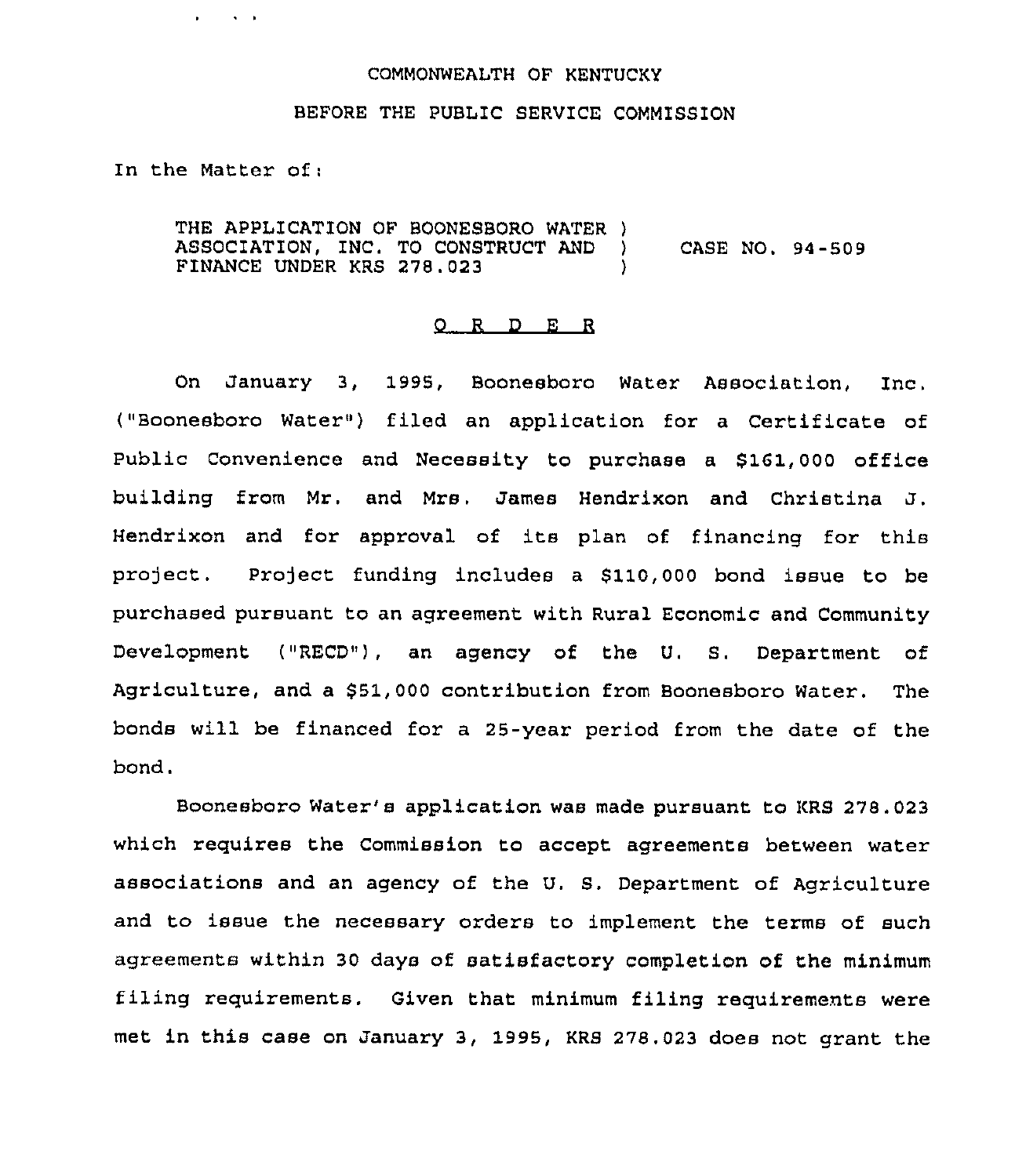COMMONWEALTH OF KENTUCKY

BEFORE THE PUBLIC SERVICE COMMISSION

In the Matter of:

THE APPLICATION OF BOONESBORO WATER ASSOCIATION, INC. TO CONSTRUCT AND FINANCE UNDER KRS 278.023 ) CASE NO. 94-509

## O R D E R

On January 3, 1995, Boonesboro Water Association, Inc. ("Boonesboro Water") filed an application for a Certificate of Public Convenience and Necessity to purchase a $161,000 office building from Mr. and Mrs. James Hendrixon and Christina J. Hendrixon and for approval of its plan of financing for this project. Project funding includes a $110,000 bond issue to be purchased pursuant to an agreement with Rural Economic and Community Development ("RECD"), an agency of the U. S. Department of Agriculture, and a $51,000 contribution from Boonesboro Water. The bonds will be financed for a 25-year period from the date of the bond.

Boonesboro Water's application was made pursuant to KRS 278.023 which requires the Commission to accept agreements between water associations and an agency of the U. S. Department of Agriculture and to issue the necessary orders to implement the terms of such agreements within 30 days of satisfactory completion of the minimum filing requirements. Given that minimum filing requirements were met in this case on January 3, 1995, KRS 278.023 does not grant the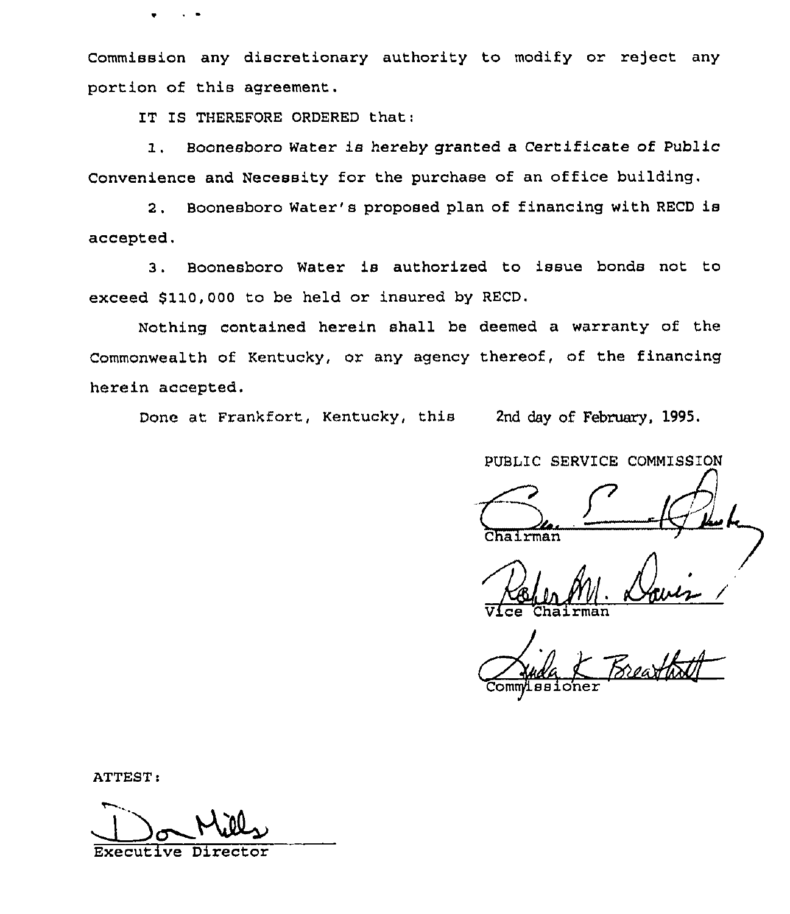Commission any discretionary authority to modify or reject any portion of this agreement.

IT IS THEREFORE ORDERED that:

1. Boonesboro Water is hereby granted a Certificate of Public Convenience and Necessity for the purchase of an office building.

2. Boonesboro Water's proposed plan of financing with RECD is accepted.

3. Boonesboro Water is authorized to issue bonds not to exceed $110,000 to be held or insured by RECD.

Nothing contained herein shall be deemed a warranty of the Commonwealth of Kentucky, or any agency thereof, of the financing herein accepted.

Done at Frankfort, Kentucky, this 2nd day of February, 1995.

PUBLIC SERVICE COMMISSION

Chairman

Vice Chairman

Commissioner

ATTEST:

Executive Director